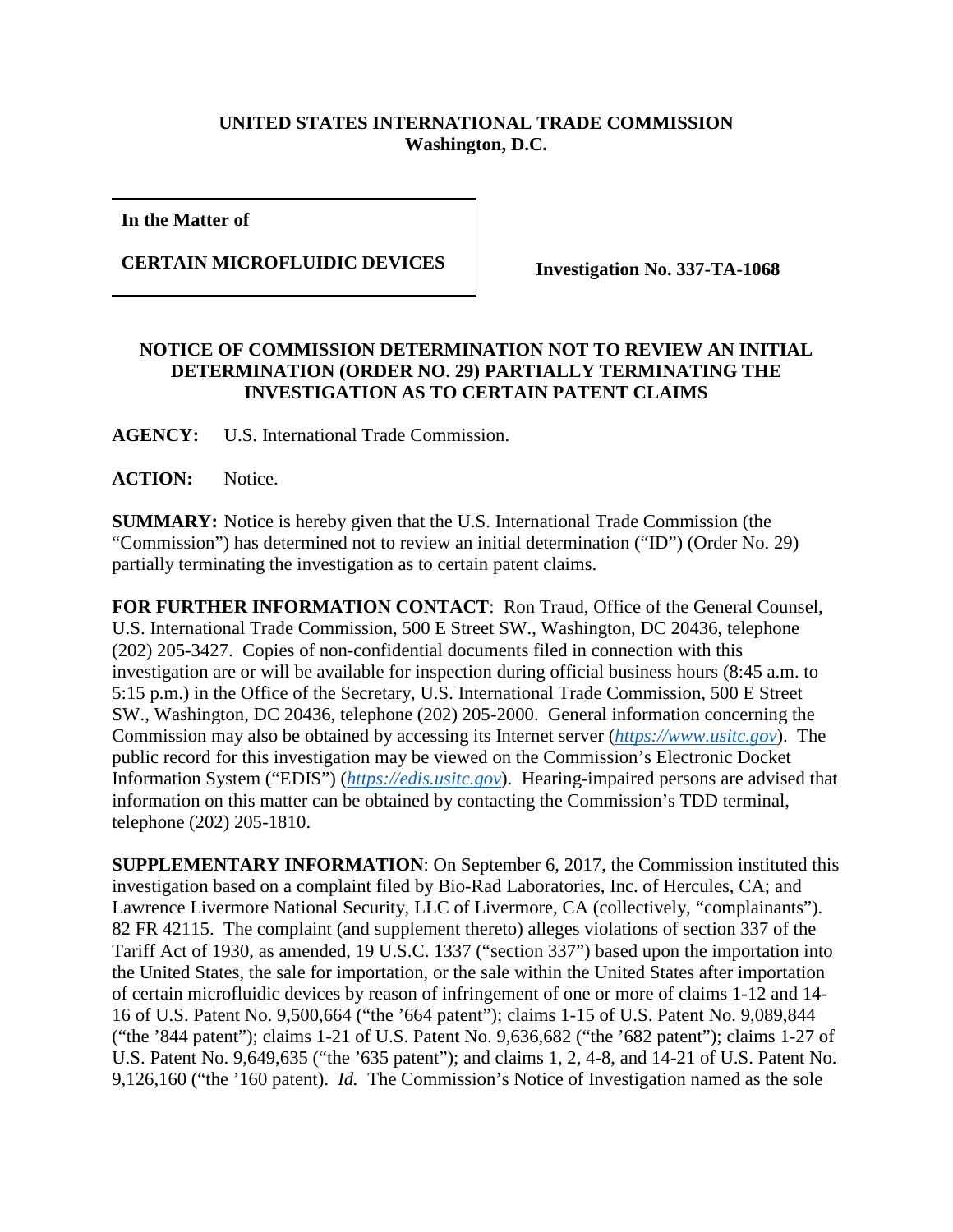**UNITED STATES INTERNATIONAL TRADE COMMISSION**
**Washington, D.C.**

| **In the Matter of** <br><br> **CERTAIN MICROFLUIDIC DEVICES** | **Investigation No. 337-TA-1068** |
|---|---|

**NOTICE OF COMMISSION DETERMINATION NOT TO REVIEW AN INITIAL DETERMINATION (ORDER NO. 29) PARTIALLY TERMINATING THE INVESTIGATION AS TO CERTAIN PATENT CLAIMS**

**AGENCY:** U.S. International Trade Commission.

**ACTION:** Notice.

**SUMMARY:** Notice is hereby given that the U.S. International Trade Commission (the "Commission") has determined not to review an initial determination ("ID") (Order No. 29) partially terminating the investigation as to certain patent claims.

**FOR FURTHER INFORMATION CONTACT**: Ron Traud, Office of the General Counsel, U.S. International Trade Commission, 500 E Street SW., Washington, DC 20436, telephone (202) 205-3427. Copies of non-confidential documents filed in connection with this investigation are or will be available for inspection during official business hours (8:45 a.m. to 5:15 p.m.) in the Office of the Secretary, U.S. International Trade Commission, 500 E Street SW., Washington, DC 20436, telephone (202) 205-2000. General information concerning the Commission may also be obtained by accessing its Internet server (*https://www.usitc.gov*). The public record for this investigation may be viewed on the Commission's Electronic Docket Information System ("EDIS") (*https://edis.usitc.gov*). Hearing-impaired persons are advised that information on this matter can be obtained by contacting the Commission's TDD terminal, telephone (202) 205-1810.

**SUPPLEMENTARY INFORMATION**: On September 6, 2017, the Commission instituted this investigation based on a complaint filed by Bio-Rad Laboratories, Inc. of Hercules, CA; and Lawrence Livermore National Security, LLC of Livermore, CA (collectively, "complainants"). 82 FR 42115. The complaint (and supplement thereto) alleges violations of section 337 of the Tariff Act of 1930, as amended, 19 U.S.C. 1337 ("section 337") based upon the importation into the United States, the sale for importation, or the sale within the United States after importation of certain microfluidic devices by reason of infringement of one or more of claims 1-12 and 14-16 of U.S. Patent No. 9,500,664 ("the '664 patent"); claims 1-15 of U.S. Patent No. 9,089,844 ("the '844 patent"); claims 1-21 of U.S. Patent No. 9,636,682 ("the '682 patent"); claims 1-27 of U.S. Patent No. 9,649,635 ("the '635 patent"); and claims 1, 2, 4-8, and 14-21 of U.S. Patent No. 9,126,160 ("the '160 patent). *Id.* The Commission's Notice of Investigation named as the sole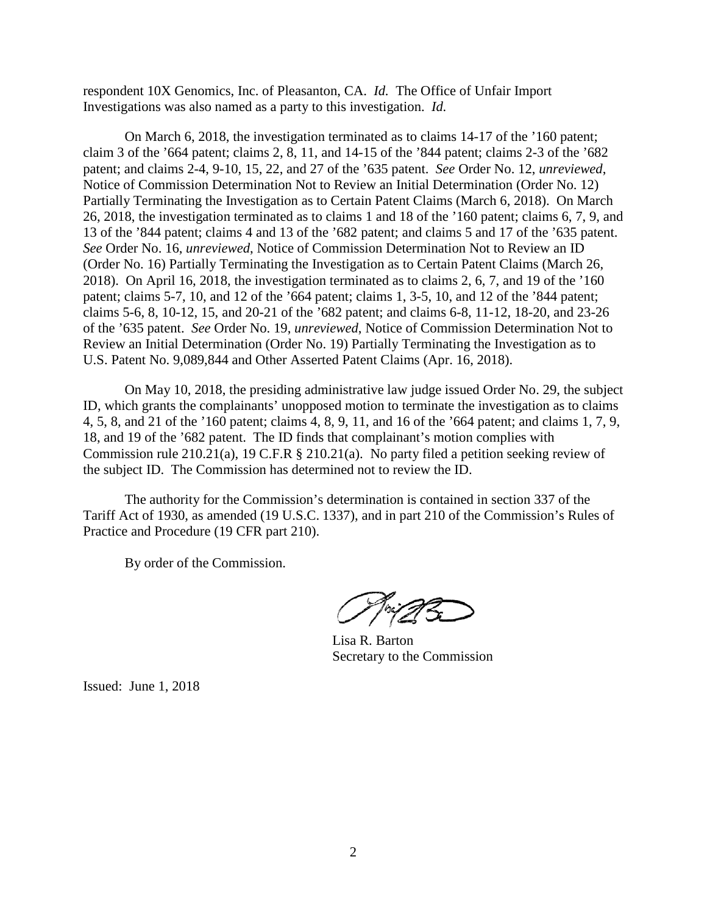respondent 10X Genomics, Inc. of Pleasanton, CA. *Id.* The Office of Unfair Import Investigations was also named as a party to this investigation. *Id.*

On March 6, 2018, the investigation terminated as to claims 14-17 of the '160 patent; claim 3 of the '664 patent; claims 2, 8, 11, and 14-15 of the '844 patent; claims 2-3 of the '682 patent; and claims 2-4, 9-10, 15, 22, and 27 of the '635 patent. *See* Order No. 12, *unreviewed*, Notice of Commission Determination Not to Review an Initial Determination (Order No. 12) Partially Terminating the Investigation as to Certain Patent Claims (March 6, 2018). On March 26, 2018, the investigation terminated as to claims 1 and 18 of the '160 patent; claims 6, 7, 9, and 13 of the '844 patent; claims 4 and 13 of the '682 patent; and claims 5 and 17 of the '635 patent. *See* Order No. 16, *unreviewed*, Notice of Commission Determination Not to Review an ID (Order No. 16) Partially Terminating the Investigation as to Certain Patent Claims (March 26, 2018). On April 16, 2018, the investigation terminated as to claims 2, 6, 7, and 19 of the '160 patent; claims 5-7, 10, and 12 of the '664 patent; claims 1, 3-5, 10, and 12 of the '844 patent; claims 5-6, 8, 10-12, 15, and 20-21 of the '682 patent; and claims 6-8, 11-12, 18-20, and 23-26 of the '635 patent. *See* Order No. 19, *unreviewed*, Notice of Commission Determination Not to Review an Initial Determination (Order No. 19) Partially Terminating the Investigation as to U.S. Patent No. 9,089,844 and Other Asserted Patent Claims (Apr. 16, 2018).

On May 10, 2018, the presiding administrative law judge issued Order No. 29, the subject ID, which grants the complainants' unopposed motion to terminate the investigation as to claims 4, 5, 8, and 21 of the '160 patent; claims 4, 8, 9, 11, and 16 of the '664 patent; and claims 1, 7, 9, 18, and 19 of the '682 patent. The ID finds that complainant's motion complies with Commission rule 210.21(a), 19 C.F.R § 210.21(a). No party filed a petition seeking review of the subject ID. The Commission has determined not to review the ID.

The authority for the Commission's determination is contained in section 337 of the Tariff Act of 1930, as amended (19 U.S.C. 1337), and in part 210 of the Commission's Rules of Practice and Procedure (19 CFR part 210).

By order of the Commission.

Lisa R. Barton
Secretary to the Commission

Issued: June 1, 2018